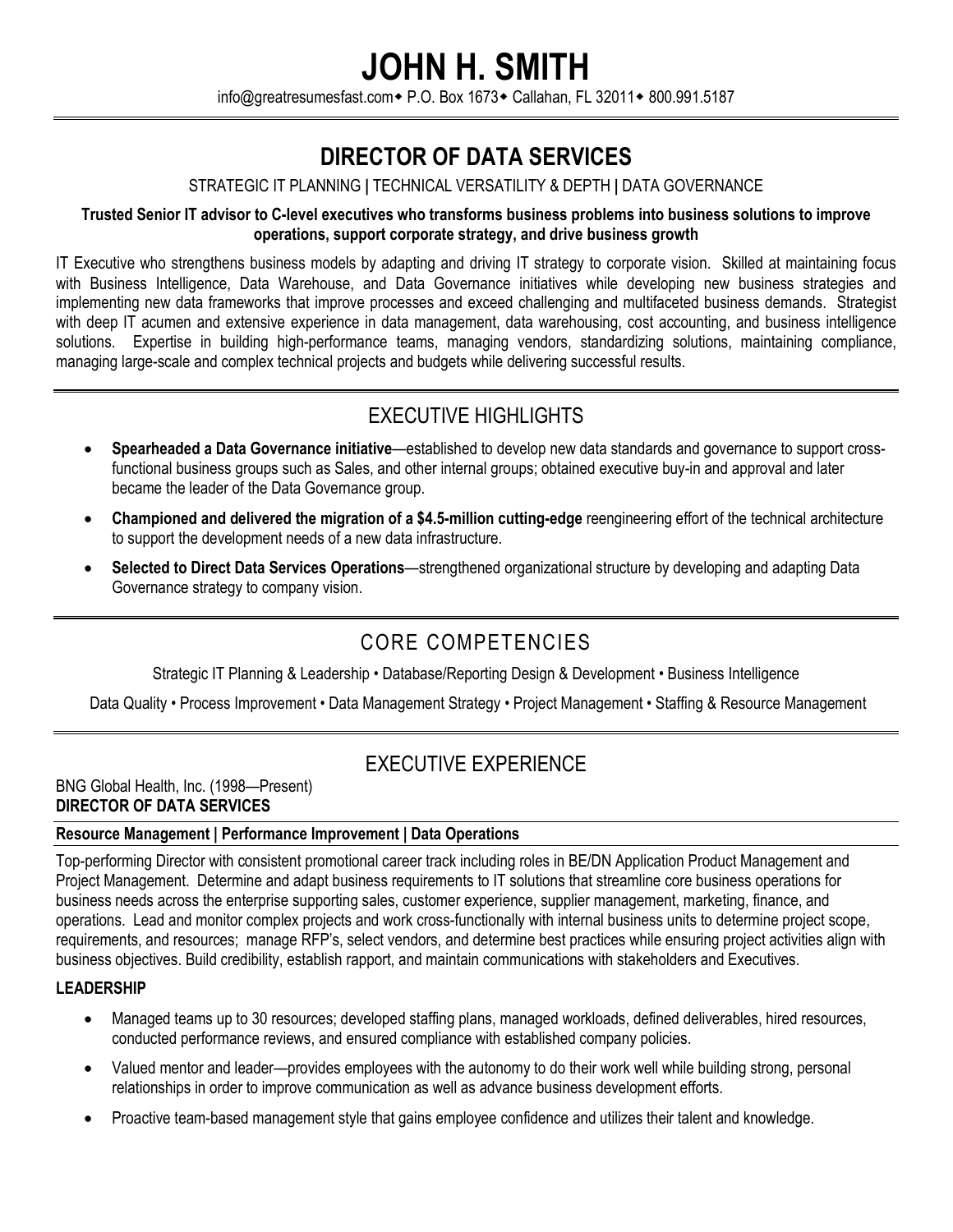# JOHN H. SMITH

info@greatresumesfast.com ◆ P.O. Box 1673 ◆ Callahan, FL 32011 ◆ 800.991.5187

## DIRECTOR OF DATA SERVICES

STRATEGIC IT PLANNING | TECHNICAL VERSATILITY & DEPTH | DATA GOVERNANCE

**Trusted Senior IT advisor to C-level executives who transforms business problems into business solutions to improve operations, support corporate strategy, and drive business growth**

IT Executive who strengthens business models by adapting and driving IT strategy to corporate vision. Skilled at maintaining focus with Business Intelligence, Data Warehouse, and Data Governance initiatives while developing new business strategies and implementing new data frameworks that improve processes and exceed challenging and multifaceted business demands. Strategist with deep IT acumen and extensive experience in data management, data warehousing, cost accounting, and business intelligence solutions. Expertise in building high-performance teams, managing vendors, standardizing solutions, maintaining compliance, managing large-scale and complex technical projects and budgets while delivering successful results.

## EXECUTIVE HIGHLIGHTS

- **Spearheaded a Data Governance initiative**—established to develop new data standards and governance to support cross-functional business groups such as Sales, and other internal groups; obtained executive buy-in and approval and later became the leader of the Data Governance group.
- **Championed and delivered the migration of a $4.5-million cutting-edge** reengineering effort of the technical architecture to support the development needs of a new data infrastructure.
- **Selected to Direct Data Services Operations**—strengthened organizational structure by developing and adapting Data Governance strategy to company vision.

## CORE COMPETENCIES

Strategic IT Planning & Leadership • Database/Reporting Design & Development • Business Intelligence

Data Quality • Process Improvement • Data Management Strategy • Project Management • Staffing & Resource Management

## EXECUTIVE EXPERIENCE

BNG Global Health, Inc. (1998—Present)
**DIRECTOR OF DATA SERVICES**

**Resource Management | Performance Improvement | Data Operations**

Top-performing Director with consistent promotional career track including roles in BE/DN Application Product Management and Project Management. Determine and adapt business requirements to IT solutions that streamline core business operations for business needs across the enterprise supporting sales, customer experience, supplier management, marketing, finance, and operations. Lead and monitor complex projects and work cross-functionally with internal business units to determine project scope, requirements, and resources; manage RFP's, select vendors, and determine best practices while ensuring project activities align with business objectives. Build credibility, establish rapport, and maintain communications with stakeholders and Executives.

**LEADERSHIP**

- Managed teams up to 30 resources; developed staffing plans, managed workloads, defined deliverables, hired resources, conducted performance reviews, and ensured compliance with established company policies.
- Valued mentor and leader—provides employees with the autonomy to do their work well while building strong, personal relationships in order to improve communication as well as advance business development efforts.
- Proactive team-based management style that gains employee confidence and utilizes their talent and knowledge.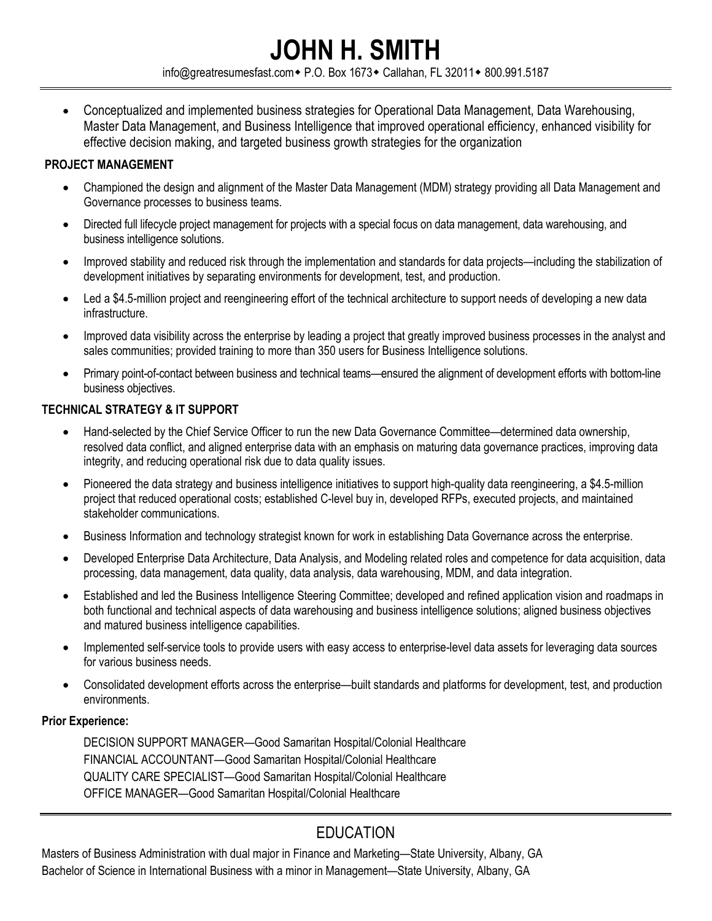# JOHN H. SMITH

info@greatresumesfast.com ◆ P.O. Box 1673 ◆ Callahan, FL 32011 ◆ 800.991.5187

- Conceptualized and implemented business strategies for Operational Data Management, Data Warehousing, Master Data Management, and Business Intelligence that improved operational efficiency, enhanced visibility for effective decision making, and targeted business growth strategies for the organization

**PROJECT MANAGEMENT**

- Championed the design and alignment of the Master Data Management (MDM) strategy providing all Data Management and Governance processes to business teams.
- Directed full lifecycle project management for projects with a special focus on data management, data warehousing, and business intelligence solutions.
- Improved stability and reduced risk through the implementation and standards for data projects—including the stabilization of development initiatives by separating environments for development, test, and production.
- Led a $4.5-million project and reengineering effort of the technical architecture to support needs of developing a new data infrastructure.
- Improved data visibility across the enterprise by leading a project that greatly improved business processes in the analyst and sales communities; provided training to more than 350 users for Business Intelligence solutions.
- Primary point-of-contact between business and technical teams—ensured the alignment of development efforts with bottom-line business objectives.

**TECHNICAL STRATEGY & IT SUPPORT**

- Hand-selected by the Chief Service Officer to run the new Data Governance Committee—determined data ownership, resolved data conflict, and aligned enterprise data with an emphasis on maturing data governance practices, improving data integrity, and reducing operational risk due to data quality issues.
- Pioneered the data strategy and business intelligence initiatives to support high-quality data reengineering, a $4.5-million project that reduced operational costs; established C-level buy in, developed RFPs, executed projects, and maintained stakeholder communications.
- Business Information and technology strategist known for work in establishing Data Governance across the enterprise.
- Developed Enterprise Data Architecture, Data Analysis, and Modeling related roles and competence for data acquisition, data processing, data management, data quality, data analysis, data warehousing, MDM, and data integration.
- Established and led the Business Intelligence Steering Committee; developed and refined application vision and roadmaps in both functional and technical aspects of data warehousing and business intelligence solutions; aligned business objectives and matured business intelligence capabilities.
- Implemented self-service tools to provide users with easy access to enterprise-level data assets for leveraging data sources for various business needs.
- Consolidated development efforts across the enterprise—built standards and platforms for development, test, and production environments.

**Prior Experience:**

DECISION SUPPORT MANAGER—Good Samaritan Hospital/Colonial Healthcare
FINANCIAL ACCOUNTANT—Good Samaritan Hospital/Colonial Healthcare
QUALITY CARE SPECIALIST—Good Samaritan Hospital/Colonial Healthcare
OFFICE MANAGER—Good Samaritan Hospital/Colonial Healthcare

## EDUCATION

Masters of Business Administration with dual major in Finance and Marketing—State University, Albany, GA
Bachelor of Science in International Business with a minor in Management—State University, Albany, GA